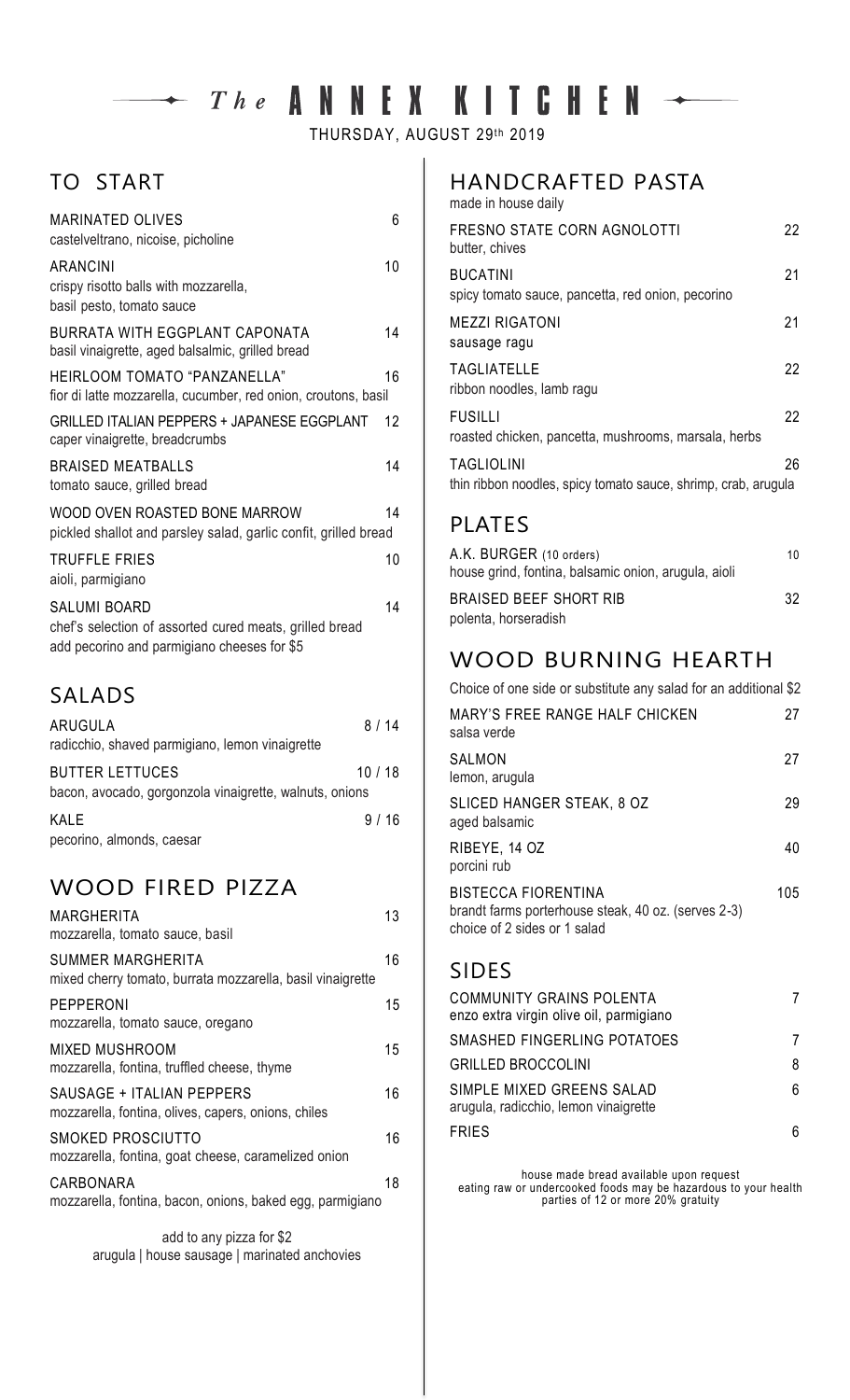# *The* ANNEX KITCHEN

THURSDAY, AUGUST 29th 2019

## TO START

**MARINATED OLIVES** 6
castelveltrano, nicoise, picholine

**ARANCINI** 10
crispy risotto balls with mozzarella, basil pesto, tomato sauce

**BURRATA WITH EGGPLANT CAPONATA** 14
basil vinaigrette, aged balsalmic, grilled bread

**HEIRLOOM TOMATO "PANZANELLA"** 16
fior di latte mozzarella, cucumber, red onion, croutons, basil

**GRILLED ITALIAN PEPPERS + JAPANESE EGGPLANT** 12
caper vinaigrette, breadcrumbs

**BRAISED MEATBALLS** 14
tomato sauce, grilled bread

**WOOD OVEN ROASTED BONE MARROW** 14
pickled shallot and parsley salad, garlic confit, grilled bread

**TRUFFLE FRIES** 10
aioli, parmigiano

**SALUMI BOARD** 14
chef's selection of assorted cured meats, grilled bread
add pecorino and parmigiano cheeses for $5

## SALADS

**ARUGULA** 8 / 14
radicchio, shaved parmigiano, lemon vinaigrette

**BUTTER LETTUCES** 10 / 18
bacon, avocado, gorgonzola vinaigrette, walnuts, onions

**KALE** 9 / 16
pecorino, almonds, caesar

## WOOD FIRED PIZZA

**MARGHERITA** 13
mozzarella, tomato sauce, basil

**SUMMER MARGHERITA** 16
mixed cherry tomato, burrata mozzarella, basil vinaigrette

**PEPPERONI** 15
mozzarella, tomato sauce, oregano

**MIXED MUSHROOM** 15
mozzarella, fontina, truffled cheese, thyme

**SAUSAGE + ITALIAN PEPPERS** 16
mozzarella, fontina, olives, capers, onions, chiles

**SMOKED PROSCIUTTO** 16
mozzarella, fontina, goat cheese, caramelized onion

**CARBONARA** 18
mozzarella, fontina, bacon, onions, baked egg, parmigiano

add to any pizza for $2
arugula | house sausage | marinated anchovies

## HANDCRAFTED PASTA

made in house daily

**FRESNO STATE CORN AGNOLOTTI** 22
butter, chives

**BUCATINI** 21
spicy tomato sauce, pancetta, red onion, pecorino

**MEZZI RIGATONI** 21
sausage ragu

**TAGLIATELLE** 22
ribbon noodles, lamb ragu

**FUSILLI** 22
roasted chicken, pancetta, mushrooms, marsala, herbs

**TAGLIOLINI** 26
thin ribbon noodles, spicy tomato sauce, shrimp, crab, arugula

## PLATES

**A.K. BURGER** (10 orders) 10
house grind, fontina, balsamic onion, arugula, aioli

**BRAISED BEEF SHORT RIB** 32
polenta, horseradish

## WOOD BURNING HEARTH

Choice of one side or substitute any salad for an additional $2

**MARY'S FREE RANGE HALF CHICKEN** 27
salsa verde

**SALMON** 27
lemon, arugula

**SLICED HANGER STEAK, 8 OZ** 29
aged balsamic

**RIBEYE, 14 OZ** 40
porcini rub

**BISTECCA FIORENTINA** 105
brandt farms porterhouse steak, 40 oz. (serves 2-3)
choice of 2 sides or 1 salad

## SIDES

**COMMUNITY GRAINS POLENTA** 7
enzo extra virgin olive oil, parmigiano

**SMASHED FINGERLING POTATOES** 7

**GRILLED BROCCOLINI** 8

**SIMPLE MIXED GREENS SALAD** 6
arugula, radicchio, lemon vinaigrette

**FRIES** 6

house made bread available upon request
eating raw or undercooked foods may be hazardous to your health
parties of 12 or more 20% gratuity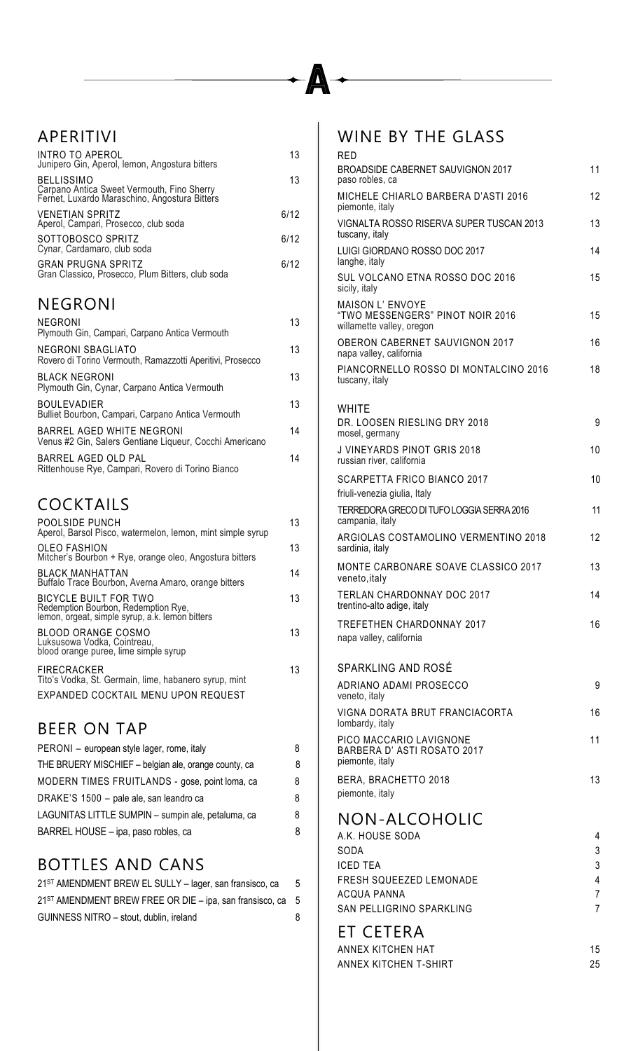A

## APERITIVI

**INTRO TO APEROL** — 13
Junipero Gin, Aperol, lemon, Angostura bitters

**BELLISSIMO** — 13
Carpano Antica Sweet Vermouth, Fino Sherry Fernet, Luxardo Maraschino, Angostura Bitters

**VENETIAN SPRITZ** — 6/12
Aperol, Campari, Prosecco, club soda

**SOTTOBOSCO SPRITZ** — 6/12
Cynar, Cardamaro, club soda

**GRAN PRUGNA SPRITZ** — 6/12
Gran Classico, Prosecco, Plum Bitters, club soda

## NEGRONI

**NEGRONI** — 13
Plymouth Gin, Campari, Carpano Antica Vermouth

**NEGRONI SBAGLIATO** — 13
Rovero di Torino Vermouth, Ramazzotti Aperitivi, Prosecco

**BLACK NEGRONI** — 13
Plymouth Gin, Cynar, Carpano Antica Vermouth

**BOULEVADIER** — 13
Bulliet Bourbon, Campari, Carpano Antica Vermouth

**BARREL AGED WHITE NEGRONI** — 14
Venus #2 Gin, Salers Gentiane Liqueur, Cocchi Americano

**BARREL AGED OLD PAL** — 14
Rittenhouse Rye, Campari, Rovero di Torino Bianco

## COCKTAILS

**POOLSIDE PUNCH** — 13
Aperol, Barsol Pisco, watermelon, lemon, mint simple syrup

**OLEO FASHION** — 13
Mitcher's Bourbon + Rye, orange oleo, Angostura bitters

**BLACK MANHATTAN** — 14
Buffalo Trace Bourbon, Averna Amaro, orange bitters

**BICYCLE BUILT FOR TWO** — 13
Redemption Bourbon, Redemption Rye, lemon, orgeat, simple syrup, a.k. lemon bitters

**BLOOD ORANGE COSMO** — 13
Luksusowa Vodka, Cointreau, blood orange puree, lime simple syrup

**FIRECRACKER** — 13
Tito's Vodka, St. Germain, lime, habanero syrup, mint

EXPANDED COCKTAIL MENU UPON REQUEST

## BEER ON TAP

| | |
|---|---|
| PERONI – european style lager, rome, italy | 8 |
| THE BRUERY MISCHIEF – belgian ale, orange county, ca | 8 |
| MODERN TIMES FRUITLANDS - gose, point loma, ca | 8 |
| DRAKE'S 1500 – pale ale, san leandro ca | 8 |
| LAGUNITAS LITTLE SUMPIN – sumpin ale, petaluma, ca | 8 |
| BARREL HOUSE – ipa, paso robles, ca | 8 |

## BOTTLES AND CANS

| | |
|---|---|
| 21ST AMENDMENT BREW EL SULLY – lager, san fransisco, ca | 5 |
| 21ST AMENDMENT BREW FREE OR DIE – ipa, san fransisco, ca | 5 |
| GUINNESS NITRO – stout, dublin, ireland | 8 |

## WINE BY THE GLASS

### RED

**BROADSIDE CABERNET SAUVIGNON 2017** — 11
paso robles, ca

**MICHELE CHIARLO BARBERA D'ASTI 2016** — 12
piemonte, italy

**VIGNALTA ROSSO RISERVA SUPER TUSCAN 2013** — 13
tuscany, italy

**LUIGI GIORDANO ROSSO DOC 2017** — 14
langhe, italy

**SUL VOLCANO ETNA ROSSO DOC 2016** — 15
sicily, italy

**MAISON L' ENVOYE "TWO MESSENGERS" PINOT NOIR 2016** — 15
willamette valley, oregon

**OBERON CABERNET SAUVIGNON 2017** — 16
napa valley, california

**PIANCORNELLO ROSSO DI MONTALCINO 2016** — 18
tuscany, italy

### WHITE

**DR. LOOSEN RIESLING DRY 2018** — 9
mosel, germany

**J VINEYARDS PINOT GRIS 2018** — 10
russian river, california

**SCARPETTA FRICO BIANCO 2017** — 10
friuli-venezia giulia, Italy

**TERREDORA GRECO DI TUFO LOGGIA SERRA 2016** — 11
campania, italy

**ARGIOLAS COSTAMOLINO VERMENTINO 2018** — 12
sardinia, italy

**MONTE CARBONARE SOAVE CLASSICO 2017** — 13
veneto,italy

**TERLAN CHARDONNAY DOC 2017** — 14
trentino-alto adige, italy

**TREFETHEN CHARDONNAY 2017** — 16
napa valley, california

### SPARKLING AND ROSÉ

**ADRIANO ADAMI PROSECCO** — 9
veneto, italy

**VIGNA DORATA BRUT FRANCIACORTA** — 16
lombardy, italy

**PICO MACCARIO LAVIGNONE BARBERA D' ASTI ROSATO 2017** — 11
piemonte, italy

**BERA, BRACHETTO 2018** — 13
piemonte, italy

## NON-ALCOHOLIC

| | |
|---|---|
| A.K. HOUSE SODA | 4 |
| SODA | 3 |
| ICED TEA | 3 |
| FRESH SQUEEZED LEMONADE | 4 |
| ACQUA PANNA | 7 |
| SAN PELLIGRINO SPARKLING | 7 |

## ET CETERA

| | |
|---|---|
| ANNEX KITCHEN HAT | 15 |
| ANNEX KITCHEN T-SHIRT | 25 |